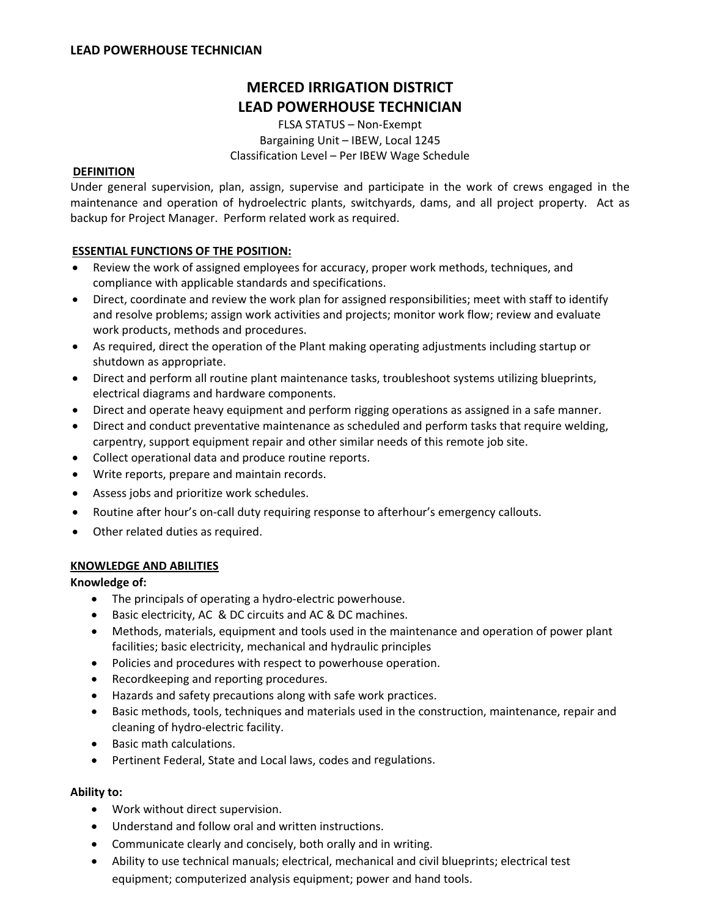**LEAD POWERHOUSE TECHNICIAN**

# MERCED IRRIGATION DISTRICT
# LEAD POWERHOUSE TECHNICIAN

FLSA STATUS – Non-Exempt
Bargaining Unit – IBEW, Local 1245
Classification Level – Per IBEW Wage Schedule

## DEFINITION

Under general supervision, plan, assign, supervise and participate in the work of crews engaged in the maintenance and operation of hydroelectric plants, switchyards, dams, and all project property. Act as backup for Project Manager. Perform related work as required.

## ESSENTIAL FUNCTIONS OF THE POSITION:

- Review the work of assigned employees for accuracy, proper work methods, techniques, and compliance with applicable standards and specifications.
- Direct, coordinate and review the work plan for assigned responsibilities; meet with staff to identify and resolve problems; assign work activities and projects; monitor work flow; review and evaluate work products, methods and procedures.
- As required, direct the operation of the Plant making operating adjustments including startup or shutdown as appropriate.
- Direct and perform all routine plant maintenance tasks, troubleshoot systems utilizing blueprints, electrical diagrams and hardware components.
- Direct and operate heavy equipment and perform rigging operations as assigned in a safe manner.
- Direct and conduct preventative maintenance as scheduled and perform tasks that require welding, carpentry, support equipment repair and other similar needs of this remote job site.
- Collect operational data and produce routine reports.
- Write reports, prepare and maintain records.
- Assess jobs and prioritize work schedules.
- Routine after hour's on-call duty requiring response to afterhour's emergency callouts.
- Other related duties as required.

## KNOWLEDGE AND ABILITIES

**Knowledge of:**

- The principals of operating a hydro-electric powerhouse.
- Basic electricity, AC & DC circuits and AC & DC machines.
- Methods, materials, equipment and tools used in the maintenance and operation of power plant facilities; basic electricity, mechanical and hydraulic principles
- Policies and procedures with respect to powerhouse operation.
- Recordkeeping and reporting procedures.
- Hazards and safety precautions along with safe work practices.
- Basic methods, tools, techniques and materials used in the construction, maintenance, repair and cleaning of hydro-electric facility.
- Basic math calculations.
- Pertinent Federal, State and Local laws, codes and regulations.

**Ability to:**

- Work without direct supervision.
- Understand and follow oral and written instructions.
- Communicate clearly and concisely, both orally and in writing.
- Ability to use technical manuals; electrical, mechanical and civil blueprints; electrical test equipment; computerized analysis equipment; power and hand tools.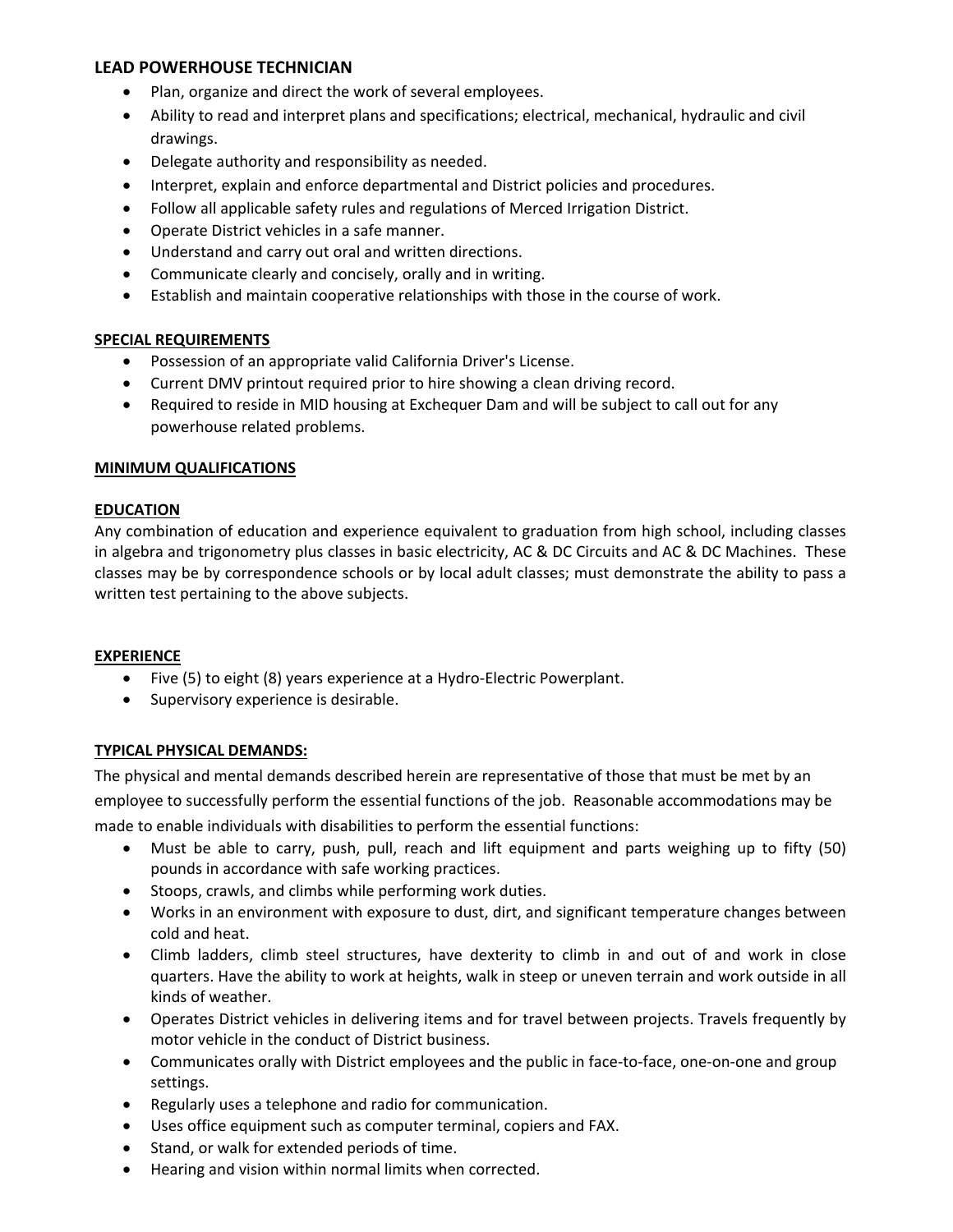**LEAD POWERHOUSE TECHNICIAN**

- Plan, organize and direct the work of several employees.
- Ability to read and interpret plans and specifications; electrical, mechanical, hydraulic and civil drawings.
- Delegate authority and responsibility as needed.
- Interpret, explain and enforce departmental and District policies and procedures.
- Follow all applicable safety rules and regulations of Merced Irrigation District.
- Operate District vehicles in a safe manner.
- Understand and carry out oral and written directions.
- Communicate clearly and concisely, orally and in writing.
- Establish and maintain cooperative relationships with those in the course of work.

**SPECIAL REQUIREMENTS**

- Possession of an appropriate valid California Driver's License.
- Current DMV printout required prior to hire showing a clean driving record.
- Required to reside in MID housing at Exchequer Dam and will be subject to call out for any powerhouse related problems.

**MINIMUM QUALIFICATIONS**

**EDUCATION**

Any combination of education and experience equivalent to graduation from high school, including classes in algebra and trigonometry plus classes in basic electricity, AC & DC Circuits and AC & DC Machines. These classes may be by correspondence schools or by local adult classes; must demonstrate the ability to pass a written test pertaining to the above subjects.

**EXPERIENCE**

- Five (5) to eight (8) years experience at a Hydro-Electric Powerplant.
- Supervisory experience is desirable.

**TYPICAL PHYSICAL DEMANDS:**

The physical and mental demands described herein are representative of those that must be met by an employee to successfully perform the essential functions of the job. Reasonable accommodations may be made to enable individuals with disabilities to perform the essential functions:

- Must be able to carry, push, pull, reach and lift equipment and parts weighing up to fifty (50) pounds in accordance with safe working practices.
- Stoops, crawls, and climbs while performing work duties.
- Works in an environment with exposure to dust, dirt, and significant temperature changes between cold and heat.
- Climb ladders, climb steel structures, have dexterity to climb in and out of and work in close quarters. Have the ability to work at heights, walk in steep or uneven terrain and work outside in all kinds of weather.
- Operates District vehicles in delivering items and for travel between projects. Travels frequently by motor vehicle in the conduct of District business.
- Communicates orally with District employees and the public in face-to-face, one-on-one and group settings.
- Regularly uses a telephone and radio for communication.
- Uses office equipment such as computer terminal, copiers and FAX.
- Stand, or walk for extended periods of time.
- Hearing and vision within normal limits when corrected.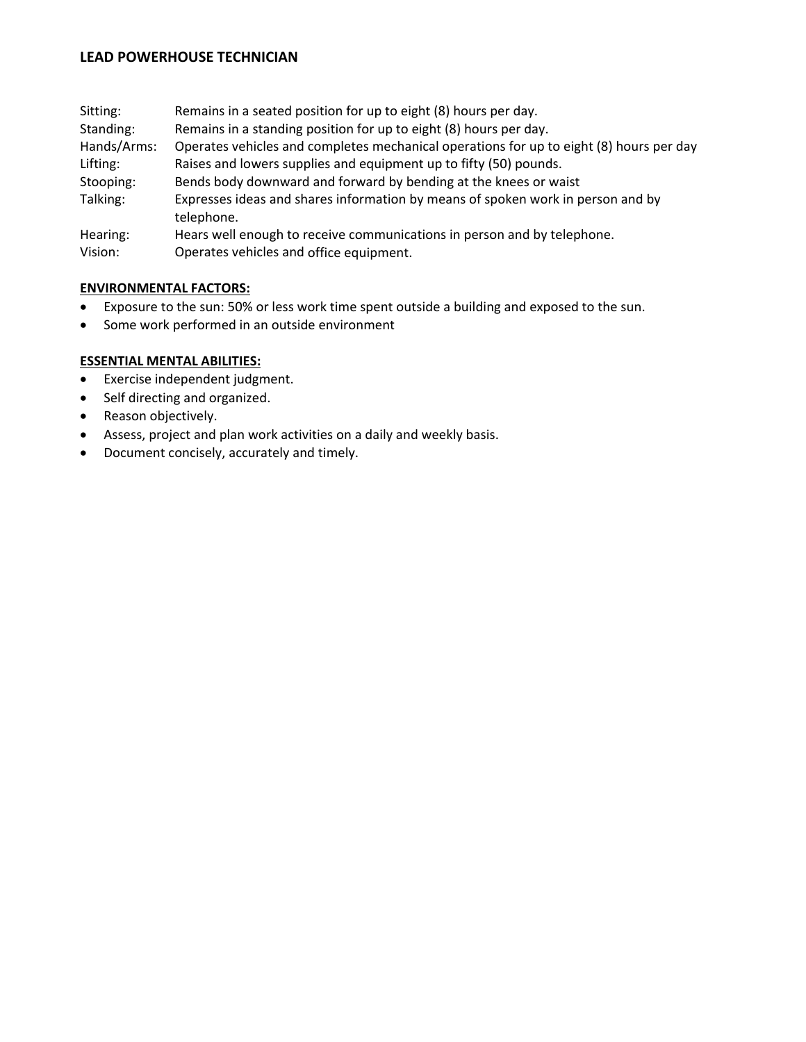**LEAD POWERHOUSE TECHNICIAN**

| | |
|---|---|
| Sitting: | Remains in a seated position for up to eight (8) hours per day. |
| Standing: | Remains in a standing position for up to eight (8) hours per day. |
| Hands/Arms: | Operates vehicles and completes mechanical operations for up to eight (8) hours per day |
| Lifting: | Raises and lowers supplies and equipment up to fifty (50) pounds. |
| Stooping: | Bends body downward and forward by bending at the knees or waist |
| Talking: | Expresses ideas and shares information by means of spoken work in person and by telephone. |
| Hearing: | Hears well enough to receive communications in person and by telephone. |
| Vision: | Operates vehicles and office equipment. |

**ENVIRONMENTAL FACTORS:**

- Exposure to the sun: 50% or less work time spent outside a building and exposed to the sun.
- Some work performed in an outside environment

**ESSENTIAL MENTAL ABILITIES:**

- Exercise independent judgment.
- Self directing and organized.
- Reason objectively.
- Assess, project and plan work activities on a daily and weekly basis.
- Document concisely, accurately and timely.